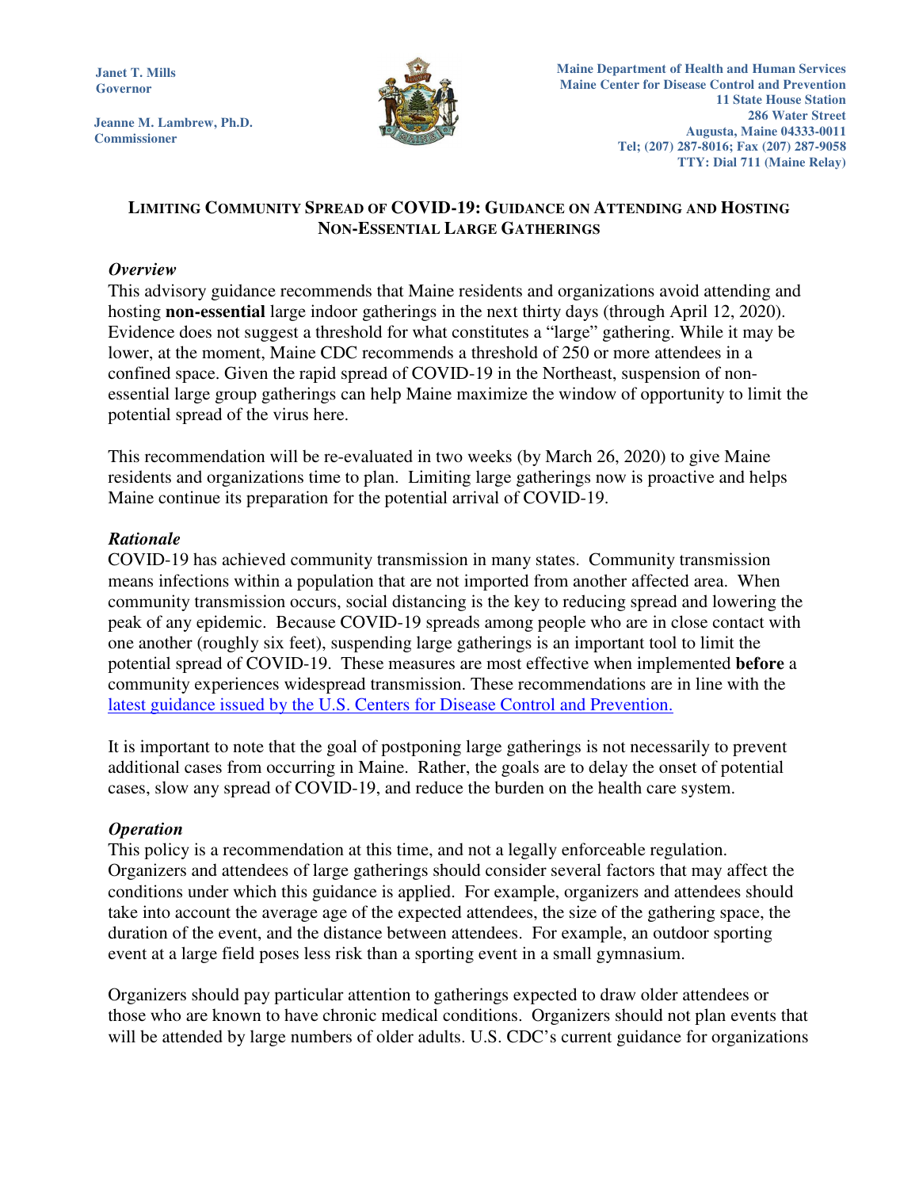Janet T. Mills
Governor

Jeanne M. Lambrew, Ph.D.
Commissioner

Maine Department of Health and Human Services
Maine Center for Disease Control and Prevention
11 State House Station
286 Water Street
Augusta, Maine 04333-0011
Tel; (207) 287-8016; Fax (207) 287-9058
TTY: Dial 711 (Maine Relay)

# Limiting Community Spread of COVID-19: Guidance on Attending and Hosting Non-Essential Large Gatherings

### *Overview*

This advisory guidance recommends that Maine residents and organizations avoid attending and hosting **non-essential** large indoor gatherings in the next thirty days (through April 12, 2020). Evidence does not suggest a threshold for what constitutes a "large" gathering. While it may be lower, at the moment, Maine CDC recommends a threshold of 250 or more attendees in a confined space. Given the rapid spread of COVID-19 in the Northeast, suspension of non-essential large group gatherings can help Maine maximize the window of opportunity to limit the potential spread of the virus here.

This recommendation will be re-evaluated in two weeks (by March 26, 2020) to give Maine residents and organizations time to plan. Limiting large gatherings now is proactive and helps Maine continue its preparation for the potential arrival of COVID-19.

### *Rationale*

COVID-19 has achieved community transmission in many states. Community transmission means infections within a population that are not imported from another affected area. When community transmission occurs, social distancing is the key to reducing spread and lowering the peak of any epidemic. Because COVID-19 spreads among people who are in close contact with one another (roughly six feet), suspending large gatherings is an important tool to limit the potential spread of COVID-19. These measures are most effective when implemented **before** a community experiences widespread transmission. These recommendations are in line with the [latest guidance issued by the U.S. Centers for Disease Control and Prevention.]()

It is important to note that the goal of postponing large gatherings is not necessarily to prevent additional cases from occurring in Maine. Rather, the goals are to delay the onset of potential cases, slow any spread of COVID-19, and reduce the burden on the health care system.

### *Operation*

This policy is a recommendation at this time, and not a legally enforceable regulation. Organizers and attendees of large gatherings should consider several factors that may affect the conditions under which this guidance is applied. For example, organizers and attendees should take into account the average age of the expected attendees, the size of the gathering space, the duration of the event, and the distance between attendees. For example, an outdoor sporting event at a large field poses less risk than a sporting event in a small gymnasium.

Organizers should pay particular attention to gatherings expected to draw older attendees or those who are known to have chronic medical conditions. Organizers should not plan events that will be attended by large numbers of older adults. U.S. CDC's current guidance for organizations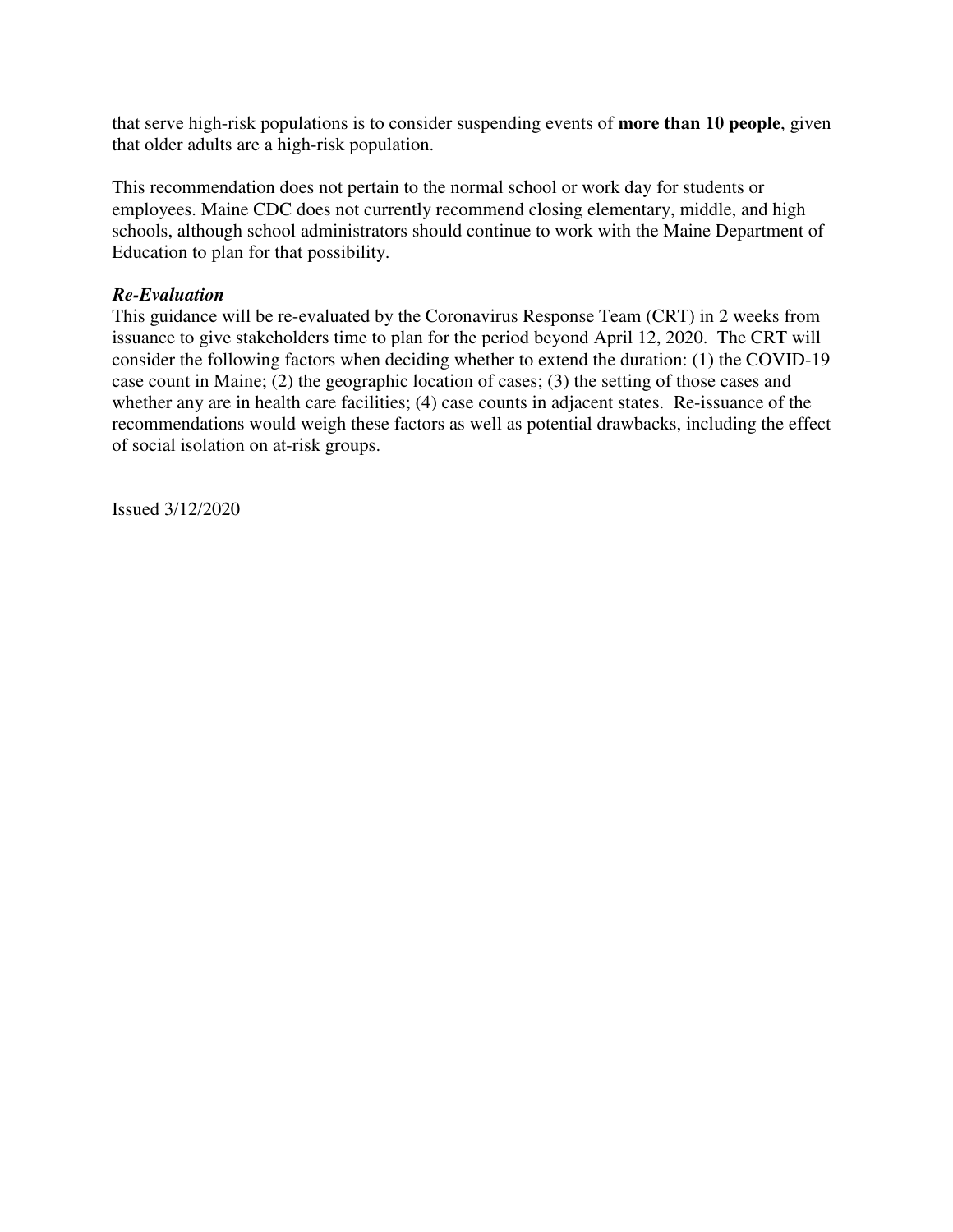that serve high-risk populations is to consider suspending events of **more than 10 people**, given that older adults are a high-risk population.

This recommendation does not pertain to the normal school or work day for students or employees. Maine CDC does not currently recommend closing elementary, middle, and high schools, although school administrators should continue to work with the Maine Department of Education to plan for that possibility.

***Re-Evaluation***

This guidance will be re-evaluated by the Coronavirus Response Team (CRT) in 2 weeks from issuance to give stakeholders time to plan for the period beyond April 12, 2020. The CRT will consider the following factors when deciding whether to extend the duration: (1) the COVID-19 case count in Maine; (2) the geographic location of cases; (3) the setting of those cases and whether any are in health care facilities; (4) case counts in adjacent states. Re-issuance of the recommendations would weigh these factors as well as potential drawbacks, including the effect of social isolation on at-risk groups.

Issued 3/12/2020